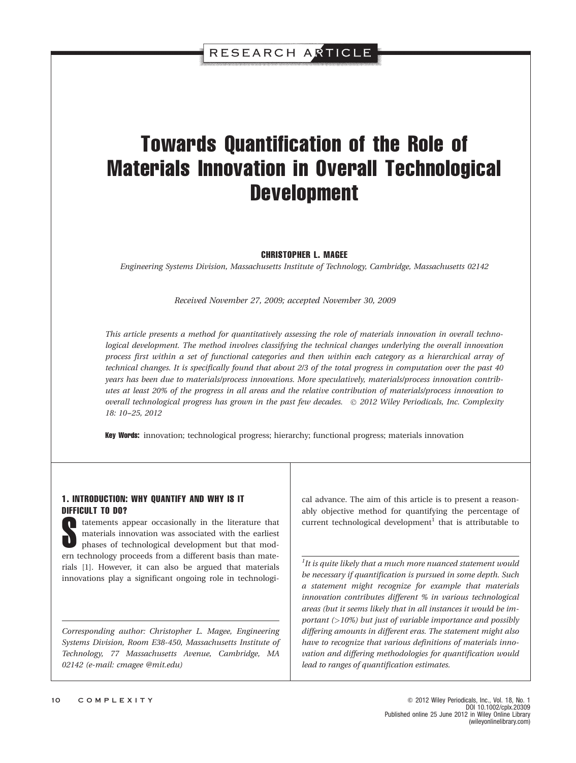# Towards Quantification of the Role of Materials Innovation in Overall Technological Development

**CHRISTOPHER L. MAGEE**

*Engineering Systems Division, Massachusetts Institute of Technology, Cambridge, Massachusetts 02142*

*Received November 27, 2009; accepted November 30, 2009*

*This article presents a method for quantitatively assessing the role of materials innovation in overall technological development. The method involves classifying the technical changes underlying the overall innovation process first within a set of functional categories and then within each category as a hierarchical array of technical changes. It is specifically found that about 2/3 of the total progress in computation over the past 40 years has been due to materials/process innovations. More speculatively, materials/process innovation contributes at least 20% of the progress in all areas and the relative contribution of materials/process innovation to overall technological progress has grown in the past few decades.* © 2012 Wiley Periodicals, Inc. Complexity 18: 10–25, 2012

**Key Words:** innovation; technological progress; hierarchy; functional progress; materials innovation

## 1. INTRODUCTION: WHY QUANTIFY AND WHY IS IT DIFFICULT TO DO?

Statements appear occasionally in the literature that materials innovation was associated with the earliest phases of technological development but that modern technology proceeds from a different basis than materials [1]. However, it can also be argued that materials innovations play a significant ongoing role in technological advance. The aim of this article is to present a reasonably objective method for quantifying the percentage of current technological development[1] that is attributable to

*Corresponding author: Christopher L. Magee, Engineering Systems Division, Room E38-450, Massachusetts Institute of Technology, 77 Massachusetts Avenue, Cambridge, MA 02142 (e-mail: cmagee @mit.edu)*

[1] *It is quite likely that a much more nuanced statement would be necessary if quantification is pursued in some depth. Such a statement might recognize for example that materials innovation contributes different % in various technological areas (but it seems likely that in all instances it would be important (>10%) but just of variable importance and possibly differing amounts in different eras. The statement might also have to recognize that various definitions of materials innovation and differing methodologies for quantification would lead to ranges of quantification estimates.*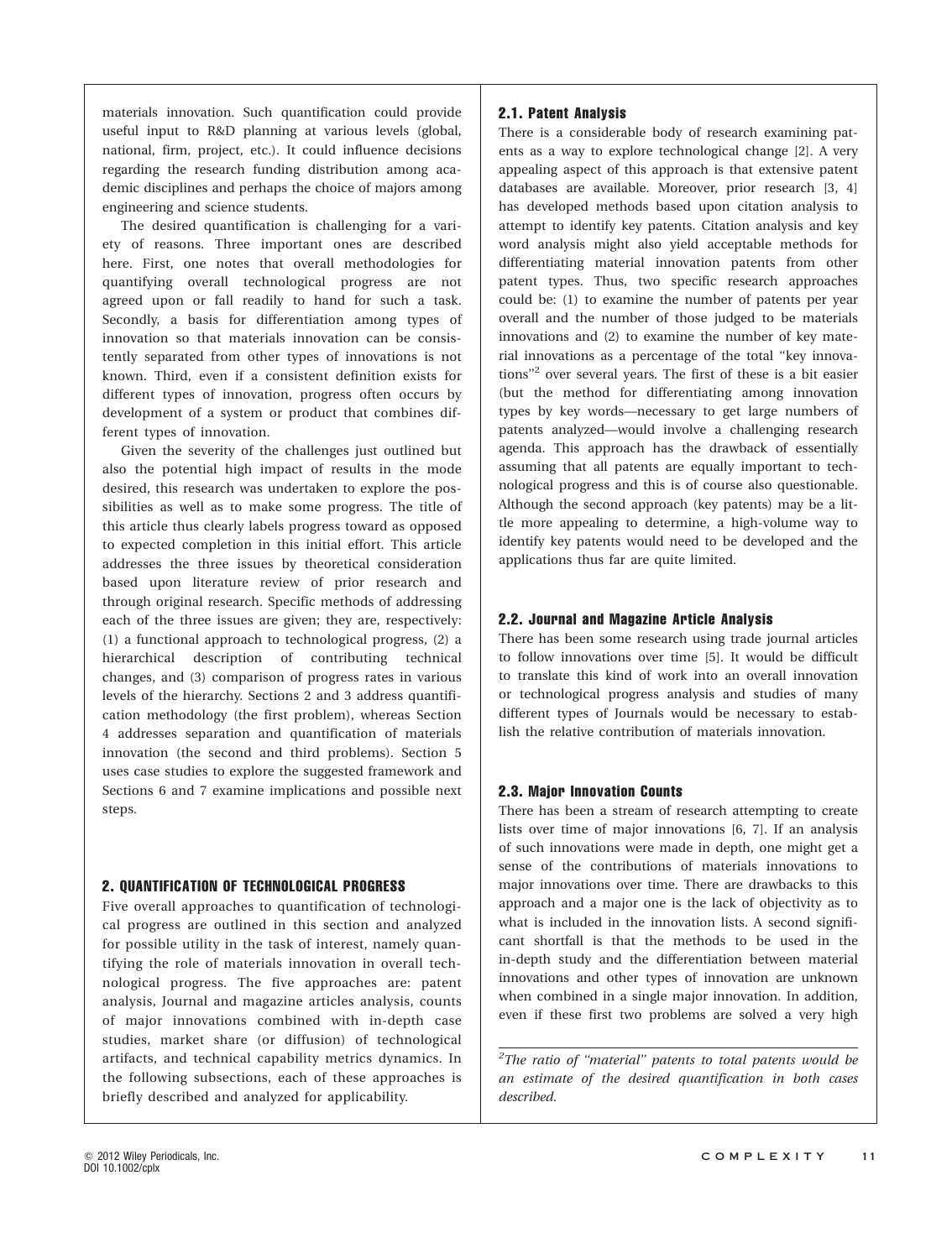materials innovation. Such quantification could provide useful input to R&D planning at various levels (global, national, firm, project, etc.). It could influence decisions regarding the research funding distribution among academic disciplines and perhaps the choice of majors among engineering and science students.

The desired quantification is challenging for a variety of reasons. Three important ones are described here. First, one notes that overall methodologies for quantifying overall technological progress are not agreed upon or fall readily to hand for such a task. Secondly, a basis for differentiation among types of innovation so that materials innovation can be consistently separated from other types of innovations is not known. Third, even if a consistent definition exists for different types of innovation, progress often occurs by development of a system or product that combines different types of innovation.

Given the severity of the challenges just outlined but also the potential high impact of results in the mode desired, this research was undertaken to explore the possibilities as well as to make some progress. The title of this article thus clearly labels progress toward as opposed to expected completion in this initial effort. This article addresses the three issues by theoretical consideration based upon literature review of prior research and through original research. Specific methods of addressing each of the three issues are given; they are, respectively: (1) a functional approach to technological progress, (2) a hierarchical description of contributing technical changes, and (3) comparison of progress rates in various levels of the hierarchy. Sections 2 and 3 address quantification methodology (the first problem), whereas Section 4 addresses separation and quantification of materials innovation (the second and third problems). Section 5 uses case studies to explore the suggested framework and Sections 6 and 7 examine implications and possible next steps.

## 2. QUANTIFICATION OF TECHNOLOGICAL PROGRESS

Five overall approaches to quantification of technological progress are outlined in this section and analyzed for possible utility in the task of interest, namely quantifying the role of materials innovation in overall technological progress. The five approaches are: patent analysis, Journal and magazine articles analysis, counts of major innovations combined with in-depth case studies, market share (or diffusion) of technological artifacts, and technical capability metrics dynamics. In the following subsections, each of these approaches is briefly described and analyzed for applicability.

### 2.1. Patent Analysis

There is a considerable body of research examining patents as a way to explore technological change [2]. A very appealing aspect of this approach is that extensive patent databases are available. Moreover, prior research [3, 4] has developed methods based upon citation analysis to attempt to identify key patents. Citation analysis and key word analysis might also yield acceptable methods for differentiating material innovation patents from other patent types. Thus, two specific research approaches could be: (1) to examine the number of patents per year overall and the number of those judged to be materials innovations and (2) to examine the number of key material innovations as a percentage of the total "key innovations"[2] over several years. The first of these is a bit easier (but the method for differentiating among innovation types by key words—necessary to get large numbers of patents analyzed—would involve a challenging research agenda. This approach has the drawback of essentially assuming that all patents are equally important to technological progress and this is of course also questionable. Although the second approach (key patents) may be a little more appealing to determine, a high-volume way to identify key patents would need to be developed and the applications thus far are quite limited.

### 2.2. Journal and Magazine Article Analysis

There has been some research using trade journal articles to follow innovations over time [5]. It would be difficult to translate this kind of work into an overall innovation or technological progress analysis and studies of many different types of Journals would be necessary to establish the relative contribution of materials innovation.

### 2.3. Major Innovation Counts

There has been a stream of research attempting to create lists over time of major innovations [6, 7]. If an analysis of such innovations were made in depth, one might get a sense of the contributions of materials innovations to major innovations over time. There are drawbacks to this approach and a major one is the lack of objectivity as to what is included in the innovation lists. A second significant shortfall is that the methods to be used in the in-depth study and the differentiation between material innovations and other types of innovation are unknown when combined in a single major innovation. In addition, even if these first two problems are solved a very high

*[2]The ratio of "material" patents to total patents would be an estimate of the desired quantification in both cases described.*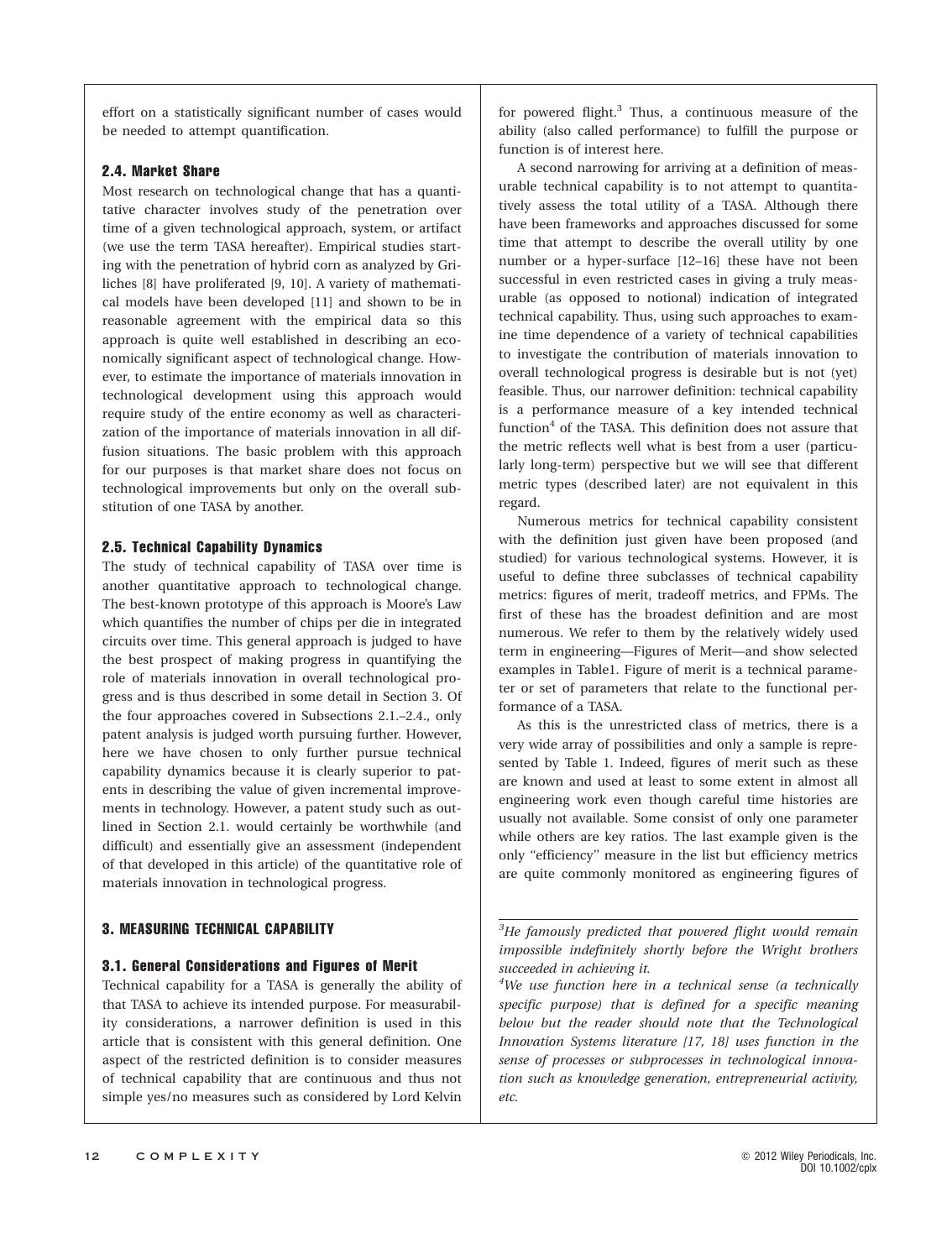effort on a statistically significant number of cases would be needed to attempt quantification.

### 2.4. Market Share

Most research on technological change that has a quantitative character involves study of the penetration over time of a given technological approach, system, or artifact (we use the term TASA hereafter). Empirical studies starting with the penetration of hybrid corn as analyzed by Griliches [8] have proliferated [9, 10]. A variety of mathematical models have been developed [11] and shown to be in reasonable agreement with the empirical data so this approach is quite well established in describing an economically significant aspect of technological change. However, to estimate the importance of materials innovation in technological development using this approach would require study of the entire economy as well as characterization of the importance of materials innovation in all diffusion situations. The basic problem with this approach for our purposes is that market share does not focus on technological improvements but only on the overall substitution of one TASA by another.

### 2.5. Technical Capability Dynamics

The study of technical capability of TASA over time is another quantitative approach to technological change. The best-known prototype of this approach is Moore's Law which quantifies the number of chips per die in integrated circuits over time. This general approach is judged to have the best prospect of making progress in quantifying the role of materials innovation in overall technological progress and is thus described in some detail in Section 3. Of the four approaches covered in Subsections 2.1.–2.4., only patent analysis is judged worth pursuing further. However, here we have chosen to only further pursue technical capability dynamics because it is clearly superior to patents in describing the value of given incremental improvements in technology. However, a patent study such as outlined in Section 2.1. would certainly be worthwhile (and difficult) and essentially give an assessment (independent of that developed in this article) of the quantitative role of materials innovation in technological progress.

## 3. MEASURING TECHNICAL CAPABILITY

### 3.1. General Considerations and Figures of Merit

Technical capability for a TASA is generally the ability of that TASA to achieve its intended purpose. For measurability considerations, a narrower definition is used in this article that is consistent with this general definition. One aspect of the restricted definition is to consider measures of technical capability that are continuous and thus not simple yes/no measures such as considered by Lord Kelvin for powered flight.[3] Thus, a continuous measure of the ability (also called performance) to fulfill the purpose or function is of interest here.

A second narrowing for arriving at a definition of measurable technical capability is to not attempt to quantitatively assess the total utility of a TASA. Although there have been frameworks and approaches discussed for some time that attempt to describe the overall utility by one number or a hyper-surface [12–16] these have not been successful in even restricted cases in giving a truly measurable (as opposed to notional) indication of integrated technical capability. Thus, using such approaches to examine time dependence of a variety of technical capabilities to investigate the contribution of materials innovation to overall technological progress is desirable but is not (yet) feasible. Thus, our narrower definition: technical capability is a performance measure of a key intended technical function[4] of the TASA. This definition does not assure that the metric reflects well what is best from a user (particularly long-term) perspective but we will see that different metric types (described later) are not equivalent in this regard.

Numerous metrics for technical capability consistent with the definition just given have been proposed (and studied) for various technological systems. However, it is useful to define three subclasses of technical capability metrics: figures of merit, tradeoff metrics, and FPMs. The first of these has the broadest definition and are most numerous. We refer to them by the relatively widely used term in engineering—Figures of Merit—and show selected examples in Table1. Figure of merit is a technical parameter or set of parameters that relate to the functional performance of a TASA.

As this is the unrestricted class of metrics, there is a very wide array of possibilities and only a sample is represented by Table 1. Indeed, figures of merit such as these are known and used at least to some extent in almost all engineering work even though careful time histories are usually not available. Some consist of only one parameter while others are key ratios. The last example given is the only "efficiency" measure in the list but efficiency metrics are quite commonly monitored as engineering figures of

---

[3] *He famously predicted that powered flight would remain impossible indefinitely shortly before the Wright brothers succeeded in achieving it.*

[4] *We use function here in a technical sense (a technically specific purpose) that is defined for a specific meaning below but the reader should note that the Technological Innovation Systems literature [17, 18] uses function in the sense of processes or subprocesses in technological innovation such as knowledge generation, entrepreneurial activity, etc.*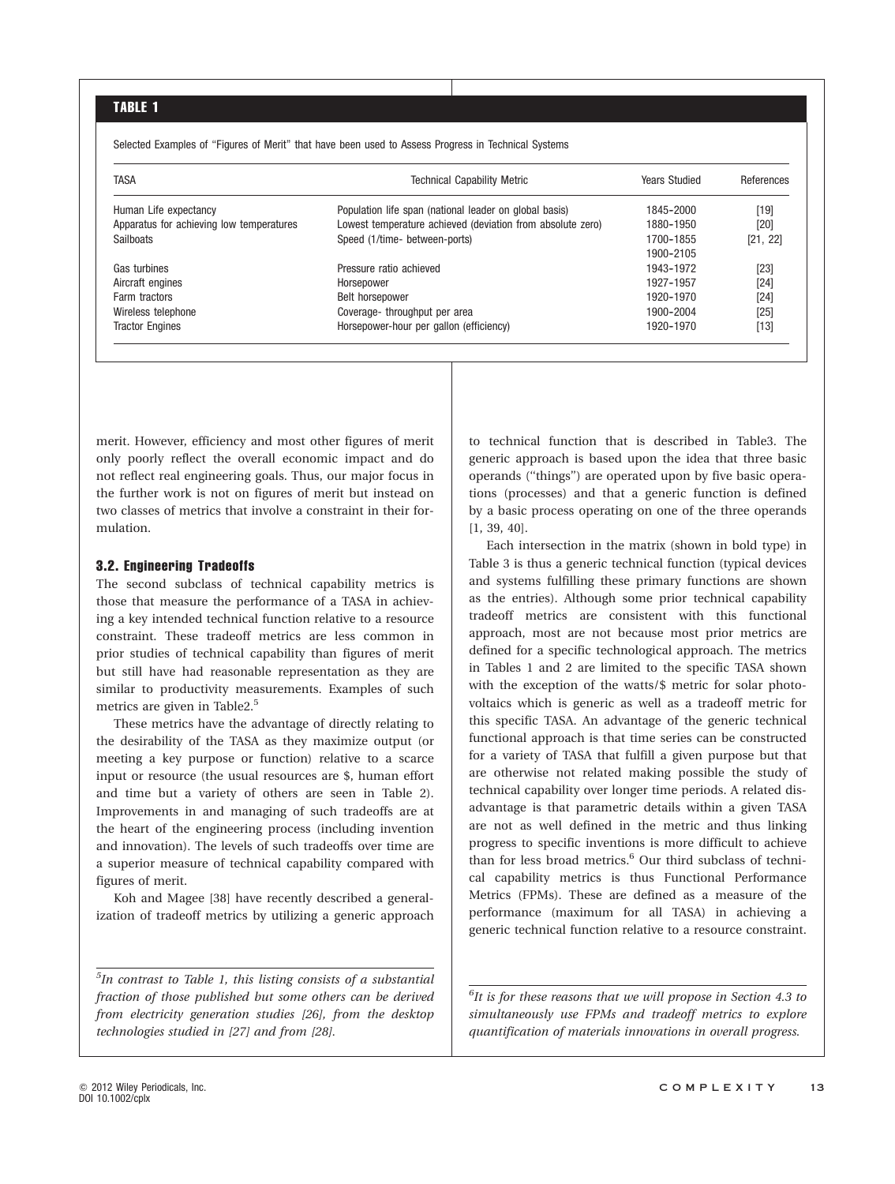**TABLE 1**

Selected Examples of "Figures of Merit" that have been used to Assess Progress in Technical Systems

| TASA | Technical Capability Metric | Years Studied | References |
|---|---|---|---|
| Human Life expectancy | Population life span (national leader on global basis) | 1845–2000 | [19] |
| Apparatus for achieving low temperatures | Lowest temperature achieved (deviation from absolute zero) | 1880–1950 | [20] |
| Sailboats | Speed (1/time- between-ports) | 1700–1855<br>1900–2105 | [21, 22] |
| Gas turbines | Pressure ratio achieved | 1943–1972 | [23] |
| Aircraft engines | Horsepower | 1927–1957 | [24] |
| Farm tractors | Belt horsepower | 1920–1970 | [24] |
| Wireless telephone | Coverage- throughput per area | 1900–2004 | [25] |
| Tractor Engines | Horsepower-hour per gallon (efficiency) | 1920–1970 | [13] |

merit. However, efficiency and most other figures of merit only poorly reflect the overall economic impact and do not reflect real engineering goals. Thus, our major focus in the further work is not on figures of merit but instead on two classes of metrics that involve a constraint in their formulation.

### 3.2. Engineering Tradeoffs

The second subclass of technical capability metrics is those that measure the performance of a TASA in achieving a key intended technical function relative to a resource constraint. These tradeoff metrics are less common in prior studies of technical capability than figures of merit but still have had reasonable representation as they are similar to productivity measurements. Examples of such metrics are given in Table2.[5]

These metrics have the advantage of directly relating to the desirability of the TASA as they maximize output (or meeting a key purpose or function) relative to a scarce input or resource (the usual resources are $, human effort and time but a variety of others are seen in Table 2). Improvements in and managing of such tradeoffs are at the heart of the engineering process (including invention and innovation). The levels of such tradeoffs over time are a superior measure of technical capability compared with figures of merit.

Koh and Magee [38] have recently described a generalization of tradeoff metrics by utilizing a generic approach to technical function that is described in Table3. The generic approach is based upon the idea that three basic operands ("things") are operated upon by five basic operations (processes) and that a generic function is defined by a basic process operating on one of the three operands [1, 39, 40].

Each intersection in the matrix (shown in bold type) in Table 3 is thus a generic technical function (typical devices and systems fulfilling these primary functions are shown as the entries). Although some prior technical capability tradeoff metrics are consistent with this functional approach, most are not because most prior metrics are defined for a specific technological approach. The metrics in Tables 1 and 2 are limited to the specific TASA shown with the exception of the watts/$ metric for solar photovoltaics which is generic as well as a tradeoff metric for this specific TASA. An advantage of the generic technical functional approach is that time series can be constructed for a variety of TASA that fulfill a given purpose but that are otherwise not related making possible the study of technical capability over longer time periods. A related disadvantage is that parametric details within a given TASA are not as well defined in the metric and thus linking progress to specific inventions is more difficult to achieve than for less broad metrics.[6] Our third subclass of technical capability metrics is thus Functional Performance Metrics (FPMs). These are defined as a measure of the performance (maximum for all TASA) in achieving a generic technical function relative to a resource constraint.

*[5] In contrast to Table 1, this listing consists of a substantial fraction of those published but some others can be derived from electricity generation studies [26], from the desktop technologies studied in [27] and from [28].*

*[6] It is for these reasons that we will propose in Section 4.3 to simultaneously use FPMs and tradeoff metrics to explore quantification of materials innovations in overall progress.*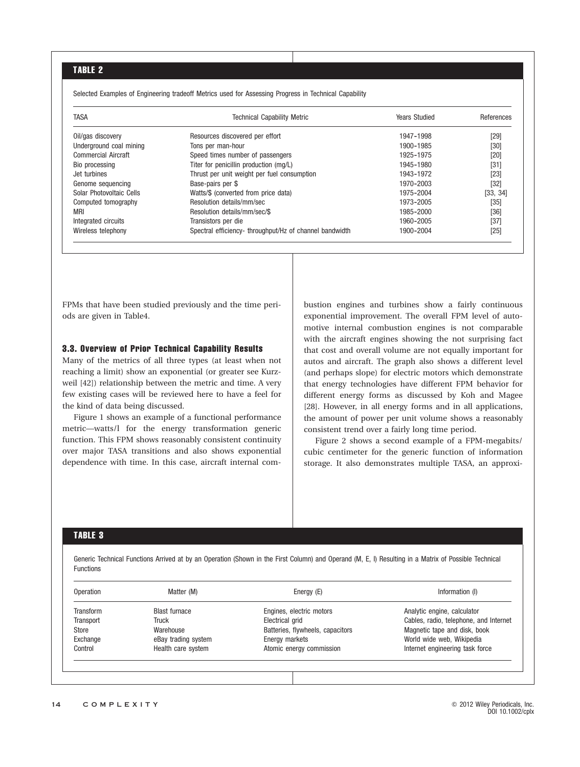## TABLE 2

Selected Examples of Engineering tradeoff Metrics used for Assessing Progress in Technical Capability

| TASA | Technical Capability Metric | Years Studied | References |
|---|---|---|---|
| Oil/gas discovery | Resources discovered per effort | 1947–1998 | [29] |
| Underground coal mining | Tons per man-hour | 1900–1985 | [30] |
| Commercial Aircraft | Speed times number of passengers | 1925–1975 | [20] |
| Bio processing | Titer for penicillin production (mg/L) | 1945–1980 | [31] |
| Jet turbines | Thrust per unit weight per fuel consumption | 1943–1972 | [23] |
| Genome sequencing | Base-pairs per $ | 1970–2003 | [32] |
| Solar Photovoltaic Cells | Watts/$ (converted from price data) | 1975–2004 | [33, 34] |
| Computed tomography | Resolution details/mm/sec | 1973–2005 | [35] |
| MRI | Resolution details/mm/sec/$ | 1985–2000 | [36] |
| Integrated circuits | Transistors per die | 1960–2005 | [37] |
| Wireless telephony | Spectral efficiency- throughput/Hz of channel bandwidth | 1900–2004 | [25] |

FPMs that have been studied previously and the time periods are given in Table4.

### 3.3. Overview of Prior Technical Capability Results

Many of the metrics of all three types (at least when not reaching a limit) show an exponential (or greater see Kurzweil [42]) relationship between the metric and time. A very few existing cases will be reviewed here to have a feel for the kind of data being discussed.

Figure 1 shows an example of a functional performance metric—watts/l for the energy transformation generic function. This FPM shows reasonably consistent continuity over major TASA transitions and also shows exponential dependence with time. In this case, aircraft internal combustion engines and turbines show a fairly continuous exponential improvement. The overall FPM level of automotive internal combustion engines is not comparable with the aircraft engines showing the not surprising fact that cost and overall volume are not equally important for autos and aircraft. The graph also shows a different level (and perhaps slope) for electric motors which demonstrate that energy technologies have different FPM behavior for different energy forms as discussed by Koh and Magee [28]. However, in all energy forms and in all applications, the amount of power per unit volume shows a reasonably consistent trend over a fairly long time period.

Figure 2 shows a second example of a FPM-megabits/cubic centimeter for the generic function of information storage. It also demonstrates multiple TASA, an approxi-

## TABLE 3

Generic Technical Functions Arrived at by an Operation (Shown in the First Column) and Operand (M, E, I) Resulting in a Matrix of Possible Technical Functions

| Operation | Matter (M) | Energy (E) | Information (I) |
|---|---|---|---|
| Transform | Blast furnace | Engines, electric motors | Analytic engine, calculator |
| Transport | Truck | Electrical grid | Cables, radio, telephone, and Internet |
| Store | Warehouse | Batteries, flywheels, capacitors | Magnetic tape and disk, book |
| Exchange | eBay trading system | Energy markets | World wide web, Wikipedia |
| Control | Health care system | Atomic energy commission | Internet engineering task force |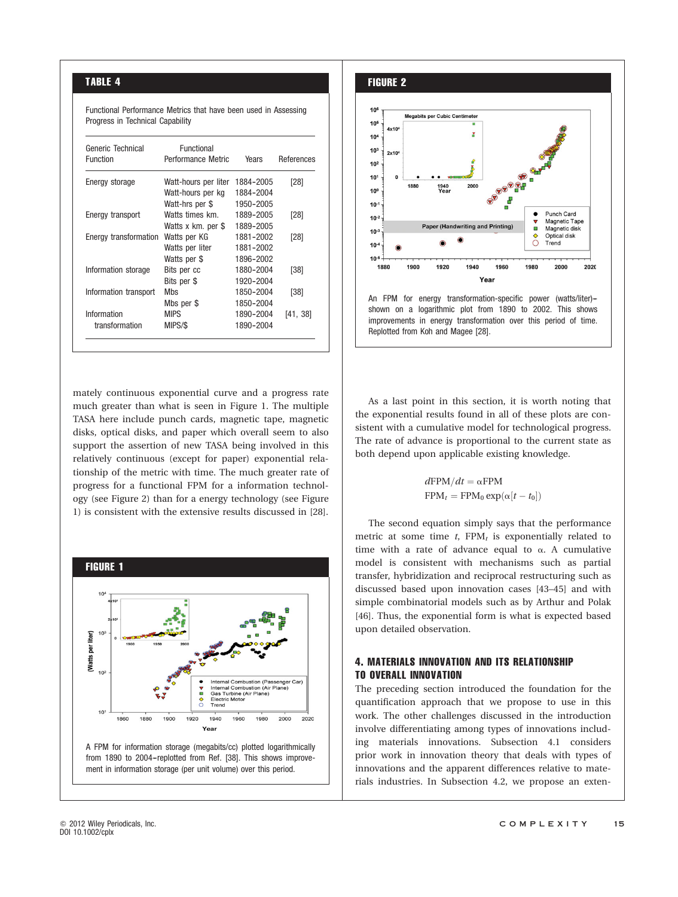**TABLE 4**

Functional Performance Metrics that have been used in Assessing Progress in Technical Capability

| Generic Technical Function | Functional Performance Metric | Years | References |
|---|---|---|---|
| Energy storage | Watt-hours per liter | 1884–2005 | [28] |
| | Watt-hours per kg | 1884–2004 | |
| | Watt-hrs per $ | 1950–2005 | |
| Energy transport | Watts times km. | 1889–2005 | [28] |
| | Watts x km. per $ | 1889–2005 | |
| Energy transformation | Watts per KG | 1881–2002 | [28] |
| | Watts per liter | 1881–2002 | |
| | Watts per $ | 1896–2002 | |
| Information storage | Bits per cc | 1880–2004 | [38] |
| | Bits per $ | 1920–2004 | |
| Information transport | Mbs | 1850–2004 | [38] |
| | Mbs per $ | 1850–2004 | |
| Information transformation | MIPS | 1890–2004 | [41, 38] |
| | MIPS/$ | 1890–2004 | |

mately continuous exponential curve and a progress rate much greater than what is seen in Figure 1. The multiple TASA here include punch cards, magnetic tape, magnetic disks, optical disks, and paper which overall seem to also support the assertion of new TASA being involved in this relatively continuous (except for paper) exponential relationship of the metric with time. The much greater rate of progress for a functional FPM for a information technology (see Figure 2) than for a energy technology (see Figure 1) is consistent with the extensive results discussed in [28].

**FIGURE 1**

A FPM for information storage (megabits/cc) plotted logarithmically from 1890 to 2004–replotted from Ref. [38]. This shows improvement in information storage (per unit volume) over this period.

**FIGURE 2**

An FPM for energy transformation-specific power (watts/liter)–shown on a logarithmic plot from 1890 to 2002. This shows improvements in energy transformation over this period of time. Replotted from Koh and Magee [28].

As a last point in this section, it is worth noting that the exponential results found in all of these plots are consistent with a cumulative model for technological progress. The rate of advance is proportional to the current state as both depend upon applicable existing knowledge.

$$dFPM/dt = \alpha FPM$$
$$FPM_t = FPM_0 \exp(\alpha[t - t_0])$$

The second equation simply says that the performance metric at some time $t$, $FPM_t$ is exponentially related to time with a rate of advance equal to $\alpha$. A cumulative model is consistent with mechanisms such as partial transfer, hybridization and reciprocal restructuring such as discussed based upon innovation cases [43–45] and with simple combinatorial models such as by Arthur and Polak [46]. Thus, the exponential form is what is expected based upon detailed observation.

## 4. MATERIALS INNOVATION AND ITS RELATIONSHIP TO OVERALL INNOVATION

The preceding section introduced the foundation for the quantification approach that we propose to use in this work. The other challenges discussed in the introduction involve differentiating among types of innovations including materials innovations. Subsection 4.1 considers prior work in innovation theory that deals with types of innovations and the apparent differences relative to materials industries. In Subsection 4.2, we propose an exten-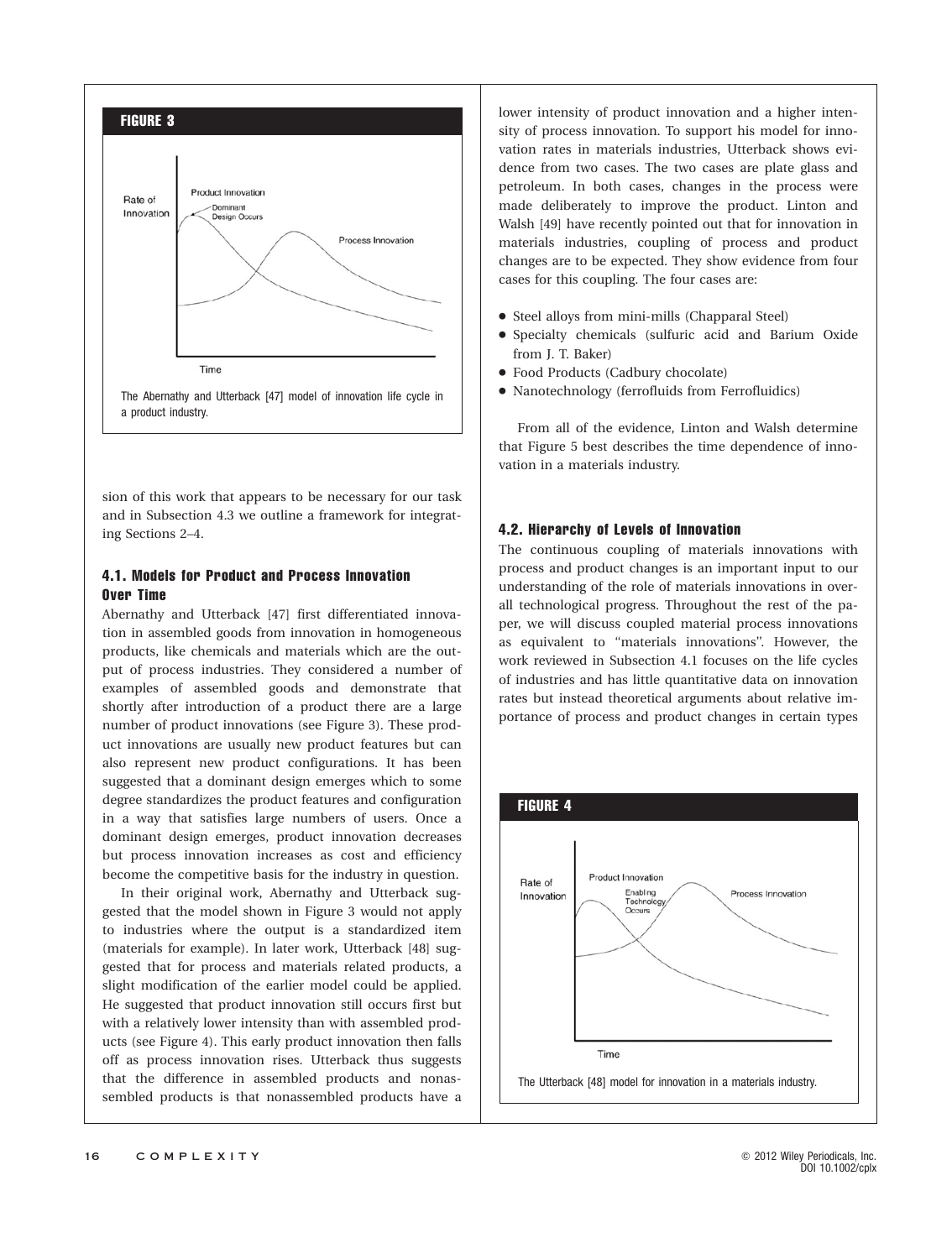**FIGURE 3**

The Abernathy and Utterback [47] model of innovation life cycle in a product industry.

sion of this work that appears to be necessary for our task and in Subsection 4.3 we outline a framework for integrating Sections 2–4.

### 4.1. Models for Product and Process Innovation Over Time

Abernathy and Utterback [47] first differentiated innovation in assembled goods from innovation in homogeneous products, like chemicals and materials which are the output of process industries. They considered a number of examples of assembled goods and demonstrate that shortly after introduction of a product there are a large number of product innovations (see Figure 3). These product innovations are usually new product features but can also represent new product configurations. It has been suggested that a dominant design emerges which to some degree standardizes the product features and configuration in a way that satisfies large numbers of users. Once a dominant design emerges, product innovation decreases but process innovation increases as cost and efficiency become the competitive basis for the industry in question.

In their original work, Abernathy and Utterback suggested that the model shown in Figure 3 would not apply to industries where the output is a standardized item (materials for example). In later work, Utterback [48] suggested that for process and materials related products, a slight modification of the earlier model could be applied. He suggested that product innovation still occurs first but with a relatively lower intensity than with assembled products (see Figure 4). This early product innovation then falls off as process innovation rises. Utterback thus suggests that the difference in assembled products and nonassembled products is that nonassembled products have a lower intensity of product innovation and a higher intensity of process innovation. To support his model for innovation rates in materials industries, Utterback shows evidence from two cases. The two cases are plate glass and petroleum. In both cases, changes in the process were made deliberately to improve the product. Linton and Walsh [49] have recently pointed out that for innovation in materials industries, coupling of process and product changes are to be expected. They show evidence from four cases for this coupling. The four cases are:

- Steel alloys from mini-mills (Chapparal Steel)
- Specialty chemicals (sulfuric acid and Barium Oxide from J. T. Baker)
- Food Products (Cadbury chocolate)
- Nanotechnology (ferrofluids from Ferrofluidics)

From all of the evidence, Linton and Walsh determine that Figure 5 best describes the time dependence of innovation in a materials industry.

### 4.2. Hierarchy of Levels of Innovation

The continuous coupling of materials innovations with process and product changes is an important input to our understanding of the role of materials innovations in overall technological progress. Throughout the rest of the paper, we will discuss coupled material process innovations as equivalent to "materials innovations". However, the work reviewed in Subsection 4.1 focuses on the life cycles of industries and has little quantitative data on innovation rates but instead theoretical arguments about relative importance of process and product changes in certain types

**FIGURE 4**

The Utterback [48] model for innovation in a materials industry.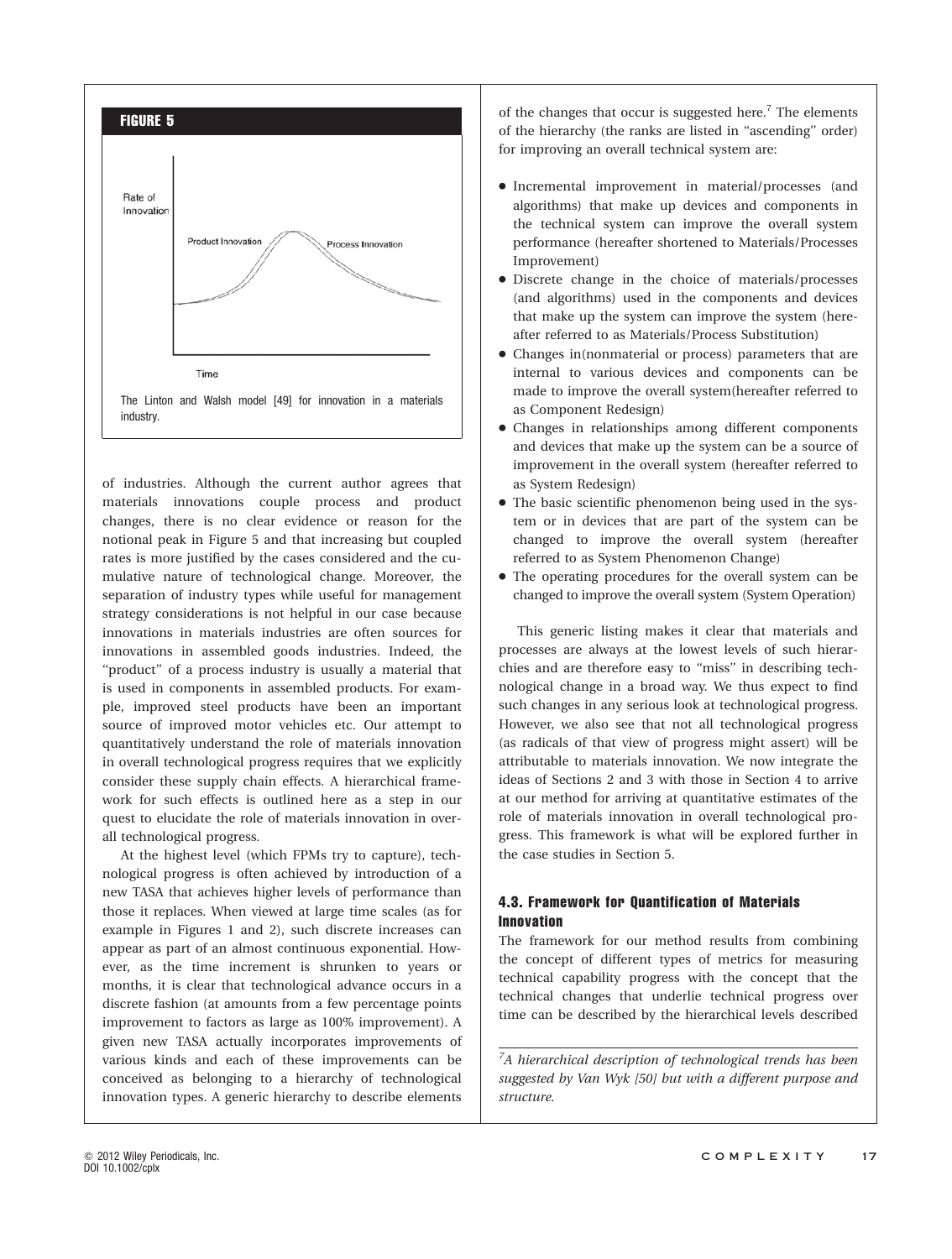**FIGURE 5**

The Linton and Walsh model [49] for innovation in a materials industry.

of industries. Although the current author agrees that materials innovations couple process and product changes, there is no clear evidence or reason for the notional peak in Figure 5 and that increasing but coupled rates is more justified by the cases considered and the cumulative nature of technological change. Moreover, the separation of industry types while useful for management strategy considerations is not helpful in our case because innovations in materials industries are often sources for innovations in assembled goods industries. Indeed, the "product" of a process industry is usually a material that is used in components in assembled products. For example, improved steel products have been an important source of improved motor vehicles etc. Our attempt to quantitatively understand the role of materials innovation in overall technological progress requires that we explicitly consider these supply chain effects. A hierarchical framework for such effects is outlined here as a step in our quest to elucidate the role of materials innovation in overall technological progress.

At the highest level (which FPMs try to capture), technological progress is often achieved by introduction of a new TASA that achieves higher levels of performance than those it replaces. When viewed at large time scales (as for example in Figures 1 and 2), such discrete increases can appear as part of an almost continuous exponential. However, as the time increment is shrunken to years or months, it is clear that technological advance occurs in a discrete fashion (at amounts from a few percentage points improvement to factors as large as 100% improvement). A given new TASA actually incorporates improvements of various kinds and each of these improvements can be conceived as belonging to a hierarchy of technological innovation types. A generic hierarchy to describe elements of the changes that occur is suggested here.[7] The elements of the hierarchy (the ranks are listed in "ascending" order) for improving an overall technical system are:

- Incremental improvement in material/processes (and algorithms) that make up devices and components in the technical system can improve the overall system performance (hereafter shortened to Materials/Processes Improvement)
- Discrete change in the choice of materials/processes (and algorithms) used in the components and devices that make up the system can improve the system (hereafter referred to as Materials/Process Substitution)
- Changes in(nonmaterial or process) parameters that are internal to various devices and components can be made to improve the overall system(hereafter referred to as Component Redesign)
- Changes in relationships among different components and devices that make up the system can be a source of improvement in the overall system (hereafter referred to as System Redesign)
- The basic scientific phenomenon being used in the system or in devices that are part of the system can be changed to improve the overall system (hereafter referred to as System Phenomenon Change)
- The operating procedures for the overall system can be changed to improve the overall system (System Operation)

This generic listing makes it clear that materials and processes are always at the lowest levels of such hierarchies and are therefore easy to "miss" in describing technological change in a broad way. We thus expect to find such changes in any serious look at technological progress. However, we also see that not all technological progress (as radicals of that view of progress might assert) will be attributable to materials innovation. We now integrate the ideas of Sections 2 and 3 with those in Section 4 to arrive at our method for arriving at quantitative estimates of the role of materials innovation in overall technological progress. This framework is what will be explored further in the case studies in Section 5.

### 4.3. Framework for Quantification of Materials Innovation

The framework for our method results from combining the concept of different types of metrics for measuring technical capability progress with the concept that the technical changes that underlie technical progress over time can be described by the hierarchical levels described

[7] *A hierarchical description of technological trends has been suggested by Van Wyk [50] but with a different purpose and structure.*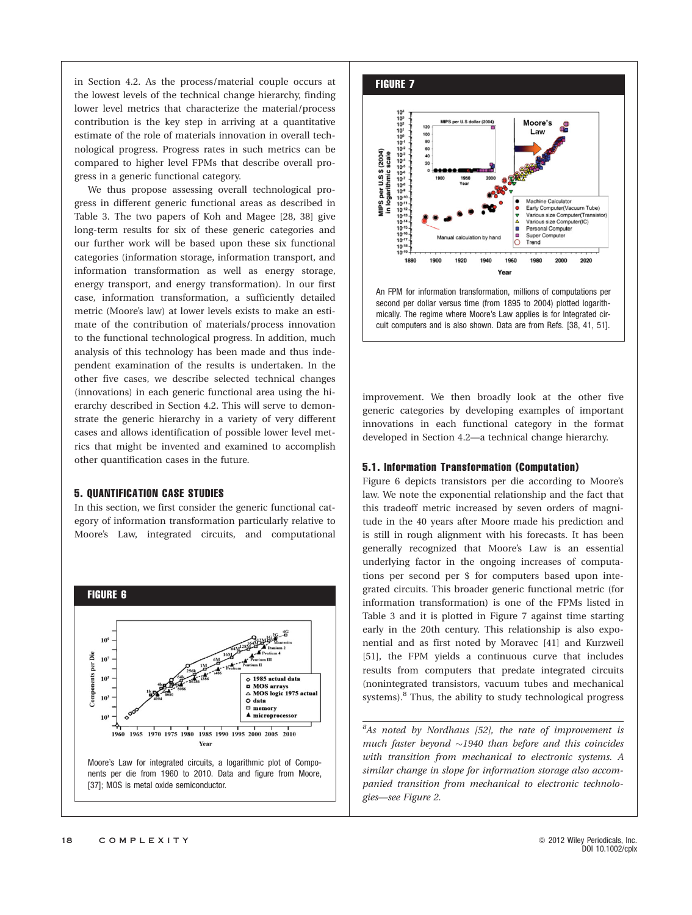in Section 4.2. As the process/material couple occurs at the lowest levels of the technical change hierarchy, finding lower level metrics that characterize the material/process contribution is the key step in arriving at a quantitative estimate of the role of materials innovation in overall technological progress. Progress rates in such metrics can be compared to higher level FPMs that describe overall progress in a generic functional category.

We thus propose assessing overall technological progress in different generic functional areas as described in Table 3. The two papers of Koh and Magee [28, 38] give long-term results for six of these generic categories and our further work will be based upon these six functional categories (information storage, information transport, and information transformation as well as energy storage, energy transport, and energy transformation). In our first case, information transformation, a sufficiently detailed metric (Moore's law) at lower levels exists to make an estimate of the contribution of materials/process innovation to the functional technological progress. In addition, much analysis of this technology has been made and thus independent examination of the results is undertaken. In the other five cases, we describe selected technical changes (innovations) in each generic functional area using the hierarchy described in Section 4.2. This will serve to demonstrate the generic hierarchy in a variety of very different cases and allows identification of possible lower level metrics that might be invented and examined to accomplish other quantification cases in the future.

## 5. QUANTIFICATION CASE STUDIES

In this section, we first consider the generic functional category of information transformation particularly relative to Moore's Law, integrated circuits, and computational improvement. We then broadly look at the other five generic categories by developing examples of important innovations in each functional category in the format developed in Section 4.2—a technical change hierarchy.

**FIGURE 6**

Moore's Law for integrated circuits, a logarithmic plot of Components per die from 1960 to 2010. Data and figure from Moore, [37]; MOS is metal oxide semiconductor.

**FIGURE 7**

An FPM for information transformation, millions of computations per second per dollar versus time (from 1895 to 2004) plotted logarithmically. The regime where Moore's Law applies is for Integrated circuit computers and is also shown. Data are from Refs. [38, 41, 51].

### 5.1. Information Transformation (Computation)

Figure 6 depicts transistors per die according to Moore's law. We note the exponential relationship and the fact that this tradeoff metric increased by seven orders of magnitude in the 40 years after Moore made his prediction and is still in rough alignment with his forecasts. It has been generally recognized that Moore's Law is an essential underlying factor in the ongoing increases of computations per second per $ for computers based upon integrated circuits. This broader generic functional metric (for information transformation) is one of the FPMs listed in Table 3 and it is plotted in Figure 7 against time starting early in the 20th century. This relationship is also exponential and as first noted by Moravec [41] and Kurzweil [51], the FPM yields a continuous curve that includes results from computers that predate integrated circuits (nonintegrated transistors, vacuum tubes and mechanical systems).[8] Thus, the ability to study technological progress

[8] *As noted by Nordhaus [52], the rate of improvement is much faster beyond ~1940 than before and this coincides with transition from mechanical to electronic systems. A similar change in slope for information storage also accompanied transition from mechanical to electronic technologies—see Figure 2.*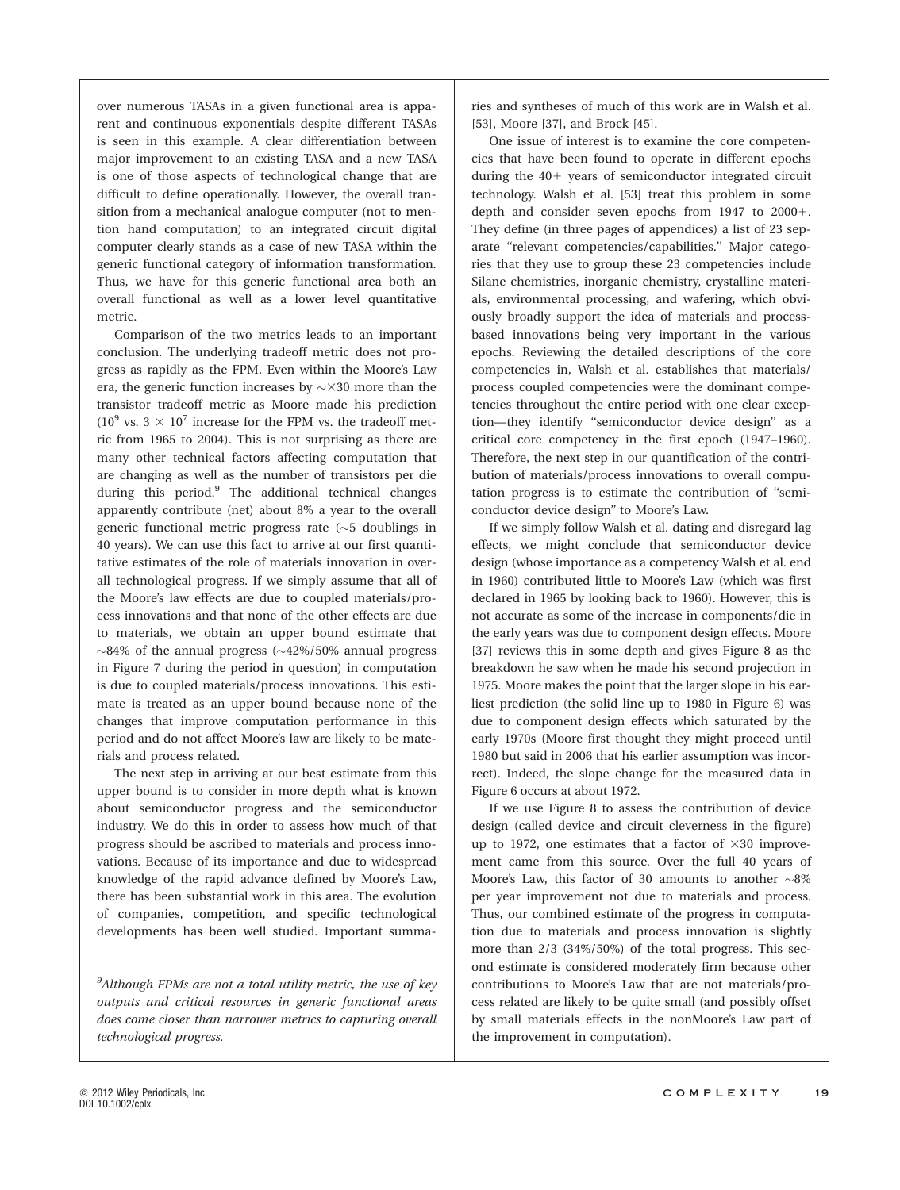over numerous TASAs in a given functional area is apparent and continuous exponentials despite different TASAs is seen in this example. A clear differentiation between major improvement to an existing TASA and a new TASA is one of those aspects of technological change that are difficult to define operationally. However, the overall transition from a mechanical analogue computer (not to mention hand computation) to an integrated circuit digital computer clearly stands as a case of new TASA within the generic functional category of information transformation. Thus, we have for this generic functional area both an overall functional as well as a lower level quantitative metric.

Comparison of the two metrics leads to an important conclusion. The underlying tradeoff metric does not progress as rapidly as the FPM. Even within the Moore's Law era, the generic function increases by $\sim\times 30$ more than the transistor tradeoff metric as Moore made his prediction ($10^9$ vs. $3 \times 10^7$ increase for the FPM vs. the tradeoff metric from 1965 to 2004). This is not surprising as there are many other technical factors affecting computation that are changing as well as the number of transistors per die during this period.[9] The additional technical changes apparently contribute (net) about 8% a year to the overall generic functional metric progress rate ($\sim$5 doublings in 40 years). We can use this fact to arrive at our first quantitative estimates of the role of materials innovation in overall technological progress. If we simply assume that all of the Moore's law effects are due to coupled materials/process innovations and that none of the other effects are due to materials, we obtain an upper bound estimate that $\sim$84% of the annual progress ($\sim$42%/50% annual progress in Figure 7 during the period in question) in computation is due to coupled materials/process innovations. This estimate is treated as an upper bound because none of the changes that improve computation performance in this period and do not affect Moore's law are likely to be materials and process related.

The next step in arriving at our best estimate from this upper bound is to consider in more depth what is known about semiconductor progress and the semiconductor industry. We do this in order to assess how much of that progress should be ascribed to materials and process innovations. Because of its importance and due to widespread knowledge of the rapid advance defined by Moore's Law, there has been substantial work in this area. The evolution of companies, competition, and specific technological developments has been well studied. Important summaries and syntheses of much of this work are in Walsh et al. [53], Moore [37], and Brock [45].

One issue of interest is to examine the core competencies that have been found to operate in different epochs during the 40+ years of semiconductor integrated circuit technology. Walsh et al. [53] treat this problem in some depth and consider seven epochs from 1947 to 2000+. They define (in three pages of appendices) a list of 23 separate ''relevant competencies/capabilities.'' Major categories that they use to group these 23 competencies include Silane chemistries, inorganic chemistry, crystalline materials, environmental processing, and wafering, which obviously broadly support the idea of materials and process-based innovations being very important in the various epochs. Reviewing the detailed descriptions of the core competencies in, Walsh et al. establishes that materials/process coupled competencies were the dominant competencies throughout the entire period with one clear exception—they identify ''semiconductor device design'' as a critical core competency in the first epoch (1947–1960). Therefore, the next step in our quantification of the contribution of materials/process innovations to overall computation progress is to estimate the contribution of ''semiconductor device design'' to Moore's Law.

If we simply follow Walsh et al. dating and disregard lag effects, we might conclude that semiconductor device design (whose importance as a competency Walsh et al. end in 1960) contributed little to Moore's Law (which was first declared in 1965 by looking back to 1960). However, this is not accurate as some of the increase in components/die in the early years was due to component design effects. Moore [37] reviews this in some depth and gives Figure 8 as the breakdown he saw when he made his second projection in 1975. Moore makes the point that the larger slope in his earliest prediction (the solid line up to 1980 in Figure 6) was due to component design effects which saturated by the early 1970s (Moore first thought they might proceed until 1980 but said in 2006 that his earlier assumption was incorrect). Indeed, the slope change for the measured data in Figure 6 occurs at about 1972.

If we use Figure 8 to assess the contribution of device design (called device and circuit cleverness in the figure) up to 1972, one estimates that a factor of $\times 30$ improvement came from this source. Over the full 40 years of Moore's Law, this factor of 30 amounts to another $\sim$8% per year improvement not due to materials and process. Thus, our combined estimate of the progress in computation due to materials and process innovation is slightly more than 2/3 (34%/50%) of the total progress. This second estimate is considered moderately firm because other contributions to Moore's Law that are not materials/process related are likely to be quite small (and possibly offset by small materials effects in the nonMoore's Law part of the improvement in computation).

[9] *Although FPMs are not a total utility metric, the use of key outputs and critical resources in generic functional areas does come closer than narrower metrics to capturing overall technological progress.*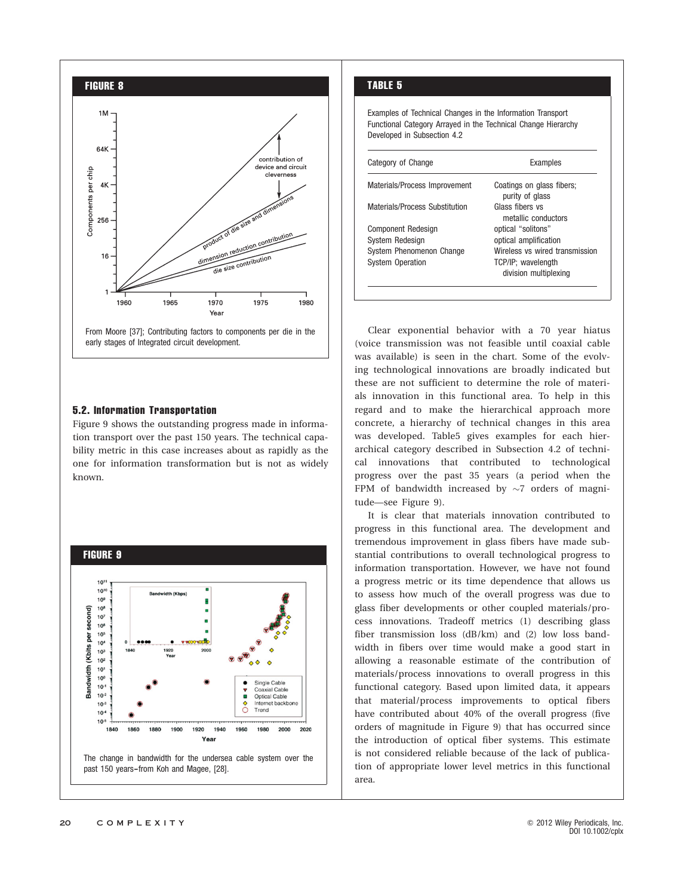## FIGURE 8

From Moore [37]; Contributing factors to components per die in the early stages of Integrated circuit development.

### 5.2. Information Transportation

Figure 9 shows the outstanding progress made in information transport over the past 150 years. The technical capability metric in this case increases about as rapidly as the one for information transformation but is not as widely known.

## FIGURE 9

The change in bandwidth for the undersea cable system over the past 150 years–from Koh and Magee, [28].

## TABLE 5

Examples of Technical Changes in the Information Transport Functional Category Arrayed in the Technical Change Hierarchy Developed in Subsection 4.2

| Category of Change | Examples |
|---|---|
| Materials/Process Improvement | Coatings on glass fibers; purity of glass |
| Materials/Process Substitution | Glass fibers vs metallic conductors |
| Component Redesign | optical "solitons" |
| System Redesign | optical amplification |
| System Phenomenon Change | Wireless vs wired transmission |
| System Operation | TCP/IP; wavelength division multiplexing |

Clear exponential behavior with a 70 year hiatus (voice transmission was not feasible until coaxial cable was available) is seen in the chart. Some of the evolving technological innovations are broadly indicated but these are not sufficient to determine the role of materials innovation in this functional area. To help in this regard and to make the hierarchical approach more concrete, a hierarchy of technical changes in this area was developed. Table5 gives examples for each hierarchical category described in Subsection 4.2 of technical innovations that contributed to technological progress over the past 35 years (a period when the FPM of bandwidth increased by ~7 orders of magnitude—see Figure 9).

It is clear that materials innovation contributed to progress in this functional area. The development and tremendous improvement in glass fibers have made substantial contributions to overall technological progress to information transportation. However, we have not found a progress metric or its time dependence that allows us to assess how much of the overall progress was due to glass fiber developments or other coupled materials/process innovations. Tradeoff metrics (1) describing glass fiber transmission loss (dB/km) and (2) low loss bandwidth in fibers over time would make a good start in allowing a reasonable estimate of the contribution of materials/process innovations to overall progress in this functional category. Based upon limited data, it appears that material/process improvements to optical fibers have contributed about 40% of the overall progress (five orders of magnitude in Figure 9) that has occurred since the introduction of optical fiber systems. This estimate is not considered reliable because of the lack of publication of appropriate lower level metrics in this functional area.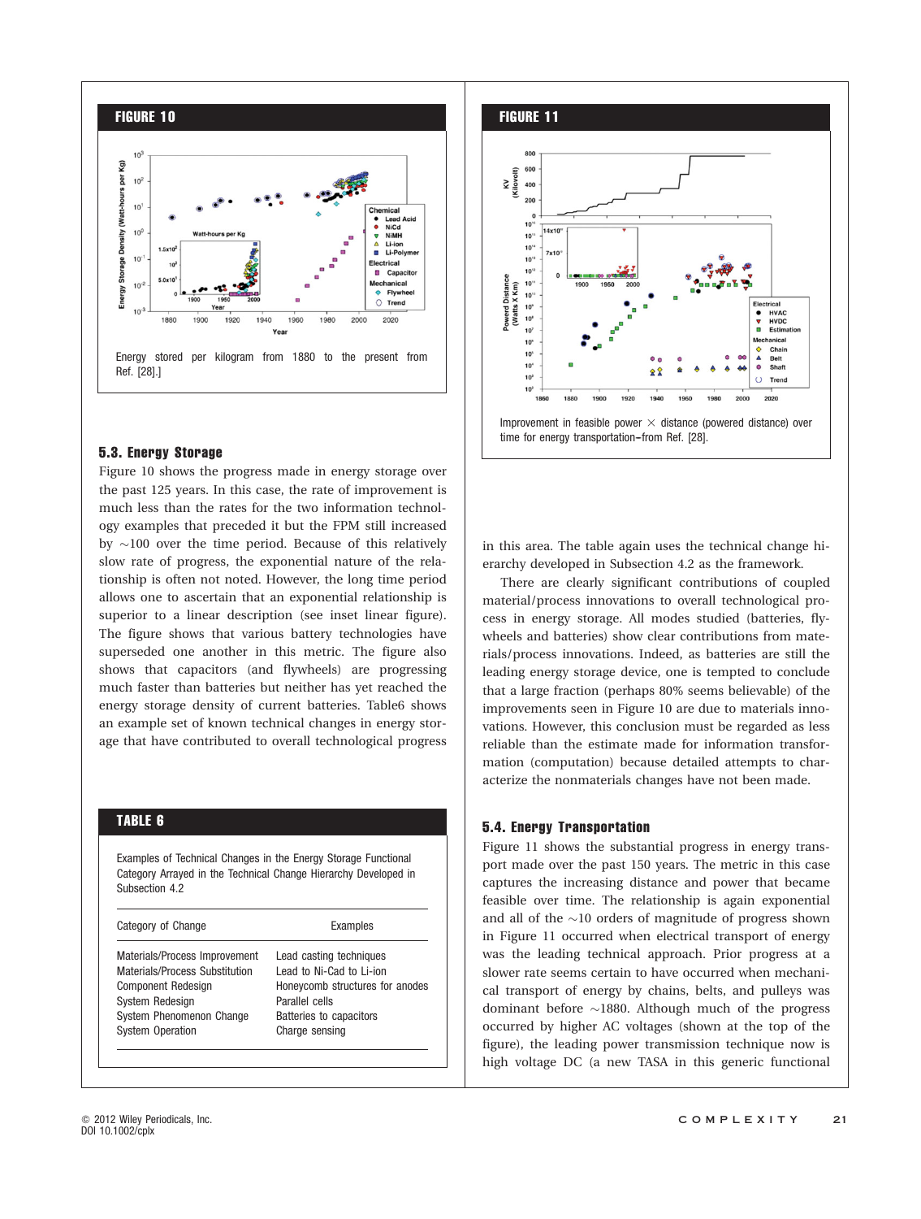## FIGURE 10

Energy stored per kilogram from 1880 to the present from Ref. [28].]

## FIGURE 11

Improvement in feasible power × distance (powered distance) over time for energy transportation–from Ref. [28].

### 5.3. Energy Storage

Figure 10 shows the progress made in energy storage over the past 125 years. In this case, the rate of improvement is much less than the rates for the two information technology examples that preceded it but the FPM still increased by ~100 over the time period. Because of this relatively slow rate of progress, the exponential nature of the relationship is often not noted. However, the long time period allows one to ascertain that an exponential relationship is superior to a linear description (see inset linear figure). The figure shows that various battery technologies have superseded one another in this metric. The figure also shows that capacitors (and flywheels) are progressing much faster than batteries but neither has yet reached the energy storage density of current batteries. Table6 shows an example set of known technical changes in energy storage that have contributed to overall technological progress in this area. The table again uses the technical change hierarchy developed in Subsection 4.2 as the framework.

There are clearly significant contributions of coupled material/process innovations to overall technological process in energy storage. All modes studied (batteries, flywheels and batteries) show clear contributions from materials/process innovations. Indeed, as batteries are still the leading energy storage device, one is tempted to conclude that a large fraction (perhaps 80% seems believable) of the improvements seen in Figure 10 are due to materials innovations. However, this conclusion must be regarded as less reliable than the estimate made for information transformation (computation) because detailed attempts to characterize the nonmaterials changes have not been made.

## TABLE 6

Examples of Technical Changes in the Energy Storage Functional Category Arrayed in the Technical Change Hierarchy Developed in Subsection 4.2

| Category of Change | Examples |
|---|---|
| Materials/Process Improvement | Lead casting techniques |
| Materials/Process Substitution | Lead to Ni-Cad to Li-ion |
| Component Redesign | Honeycomb structures for anodes |
| System Redesign | Parallel cells |
| System Phenomenon Change | Batteries to capacitors |
| System Operation | Charge sensing |

### 5.4. Energy Transportation

Figure 11 shows the substantial progress in energy transport made over the past 150 years. The metric in this case captures the increasing distance and power that became feasible over time. The relationship is again exponential and all of the ~10 orders of magnitude of progress shown in Figure 11 occurred when electrical transport of energy was the leading technical approach. Prior progress at a slower rate seems certain to have occurred when mechanical transport of energy by chains, belts, and pulleys was dominant before ~1880. Although much of the progress occurred by higher AC voltages (shown at the top of the figure), the leading power transmission technique now is high voltage DC (a new TASA in this generic functional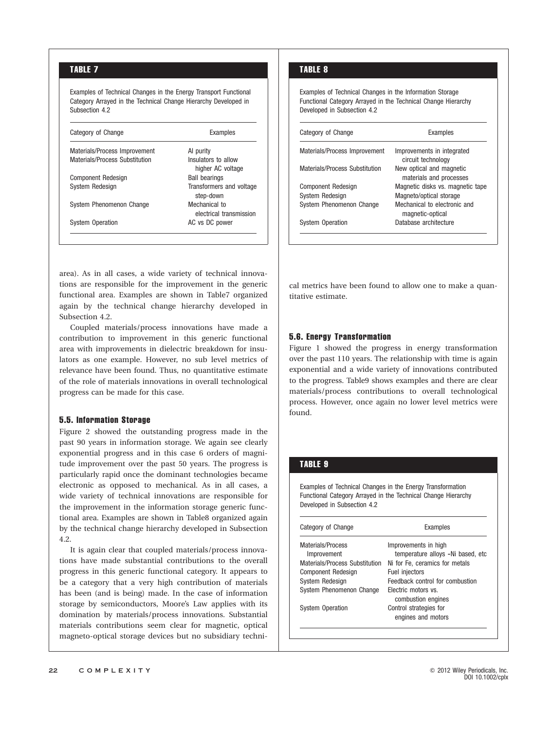**TABLE 7**

Examples of Technical Changes in the Energy Transport Functional Category Arrayed in the Technical Change Hierarchy Developed in Subsection 4.2

| Category of Change | Examples |
| --- | --- |
| Materials/Process Improvement | Al purity |
| Materials/Process Substitution | Insulators to allow higher AC voltage |
| Component Redesign | Ball bearings |
| System Redesign | Transformers and voltage step-down |
| System Phenomenon Change | Mechanical to electrical transmission |
| System Operation | AC vs DC power |

area). As in all cases, a wide variety of technical innovations are responsible for the improvement in the generic functional area. Examples are shown in Table7 organized again by the technical change hierarchy developed in Subsection 4.2.

Coupled materials/process innovations have made a contribution to improvement in this generic functional area with improvements in dielectric breakdown for insulators as one example. However, no sub level metrics of relevance have been found. Thus, no quantitative estimate of the role of materials innovations in overall technological progress can be made for this case.

### 5.5. Information Storage

Figure 2 showed the outstanding progress made in the past 90 years in information storage. We again see clearly exponential progress and in this case 6 orders of magnitude improvement over the past 50 years. The progress is particularly rapid once the dominant technologies became electronic as opposed to mechanical. As in all cases, a wide variety of technical innovations are responsible for the improvement in the information storage generic functional area. Examples are shown in Table8 organized again by the technical change hierarchy developed in Subsection 4.2.

It is again clear that coupled materials/process innovations have made substantial contributions to the overall progress in this generic functional category. It appears to be a category that a very high contribution of materials has been (and is being) made. In the case of information storage by semiconductors, Moore's Law applies with its domination by materials/process innovations. Substantial materials contributions seem clear for magnetic, optical magneto-optical storage devices but no subsidiary technical metrics have been found to allow one to make a quantitative estimate.

**TABLE 8**

Examples of Technical Changes in the Information Storage Functional Category Arrayed in the Technical Change Hierarchy Developed in Subsection 4.2

| Category of Change | Examples |
| --- | --- |
| Materials/Process Improvement | Improvements in integrated circuit technology |
| Materials/Process Substitution | New optical and magnetic materials and processes |
| Component Redesign | Magnetic disks vs. magnetic tape |
| System Redesign | Magneto/optical storage |
| System Phenomenon Change | Mechanical to electronic and magnetic-optical |
| System Operation | Database architecture |

### 5.6. Energy Transformation

Figure 1 showed the progress in energy transformation over the past 110 years. The relationship with time is again exponential and a wide variety of innovations contributed to the progress. Table9 shows examples and there are clear materials/process contributions to overall technological process. However, once again no lower level metrics were found.

**TABLE 9**

Examples of Technical Changes in the Energy Transformation Functional Category Arrayed in the Technical Change Hierarchy Developed in Subsection 4.2

| Category of Change | Examples |
| --- | --- |
| Materials/Process Improvement | Improvements in high temperature alloys -Ni based, etc |
| Materials/Process Substitution | Ni for Fe, ceramics for metals |
| Component Redesign | Fuel injectors |
| System Redesign | Feedback control for combustion |
| System Phenomenon Change | Electric motors vs. combustion engines |
| System Operation | Control strategies for engines and motors |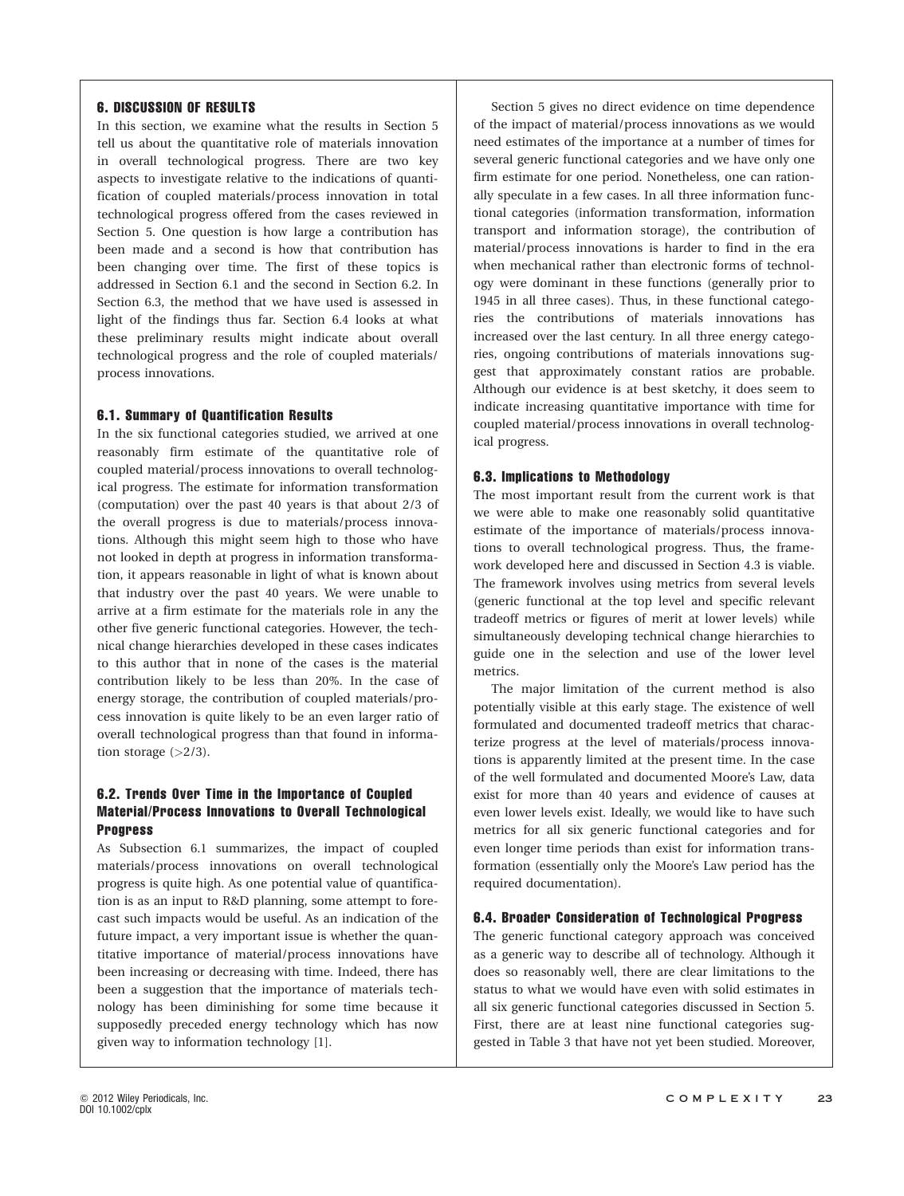## 6. DISCUSSION OF RESULTS

In this section, we examine what the results in Section 5 tell us about the quantitative role of materials innovation in overall technological progress. There are two key aspects to investigate relative to the indications of quantification of coupled materials/process innovation in total technological progress offered from the cases reviewed in Section 5. One question is how large a contribution has been made and a second is how that contribution has been changing over time. The first of these topics is addressed in Section 6.1 and the second in Section 6.2. In Section 6.3, the method that we have used is assessed in light of the findings thus far. Section 6.4 looks at what these preliminary results might indicate about overall technological progress and the role of coupled materials/process innovations.

### 6.1. Summary of Quantification Results

In the six functional categories studied, we arrived at one reasonably firm estimate of the quantitative role of coupled material/process innovations to overall technological progress. The estimate for information transformation (computation) over the past 40 years is that about 2/3 of the overall progress is due to materials/process innovations. Although this might seem high to those who have not looked in depth at progress in information transformation, it appears reasonable in light of what is known about that industry over the past 40 years. We were unable to arrive at a firm estimate for the materials role in any the other five generic functional categories. However, the technical change hierarchies developed in these cases indicates to this author that in none of the cases is the material contribution likely to be less than 20%. In the case of energy storage, the contribution of coupled materials/process innovation is quite likely to be an even larger ratio of overall technological progress than that found in information storage (>2/3).

### 6.2. Trends Over Time in the Importance of Coupled Material/Process Innovations to Overall Technological Progress

As Subsection 6.1 summarizes, the impact of coupled materials/process innovations on overall technological progress is quite high. As one potential value of quantification is as an input to R&D planning, some attempt to forecast such impacts would be useful. As an indication of the future impact, a very important issue is whether the quantitative importance of material/process innovations have been increasing or decreasing with time. Indeed, there has been a suggestion that the importance of materials technology has been diminishing for some time because it supposedly preceded energy technology which has now given way to information technology [1].

Section 5 gives no direct evidence on time dependence of the impact of material/process innovations as we would need estimates of the importance at a number of times for several generic functional categories and we have only one firm estimate for one period. Nonetheless, one can rationally speculate in a few cases. In all three information functional categories (information transformation, information transport and information storage), the contribution of material/process innovations is harder to find in the era when mechanical rather than electronic forms of technology were dominant in these functions (generally prior to 1945 in all three cases). Thus, in these functional categories the contributions of materials innovations has increased over the last century. In all three energy categories, ongoing contributions of materials innovations suggest that approximately constant ratios are probable. Although our evidence is at best sketchy, it does seem to indicate increasing quantitative importance with time for coupled material/process innovations in overall technological progress.

### 6.3. Implications to Methodology

The most important result from the current work is that we were able to make one reasonably solid quantitative estimate of the importance of materials/process innovations to overall technological progress. Thus, the framework developed here and discussed in Section 4.3 is viable. The framework involves using metrics from several levels (generic functional at the top level and specific relevant tradeoff metrics or figures of merit at lower levels) while simultaneously developing technical change hierarchies to guide one in the selection and use of the lower level metrics.

The major limitation of the current method is also potentially visible at this early stage. The existence of well formulated and documented tradeoff metrics that characterize progress at the level of materials/process innovations is apparently limited at the present time. In the case of the well formulated and documented Moore's Law, data exist for more than 40 years and evidence of causes at even lower levels exist. Ideally, we would like to have such metrics for all six generic functional categories and for even longer time periods than exist for information transformation (essentially only the Moore's Law period has the required documentation).

### 6.4. Broader Consideration of Technological Progress

The generic functional category approach was conceived as a generic way to describe all of technology. Although it does so reasonably well, there are clear limitations to the status to what we would have even with solid estimates in all six generic functional categories discussed in Section 5. First, there are at least nine functional categories suggested in Table 3 that have not yet been studied. Moreover,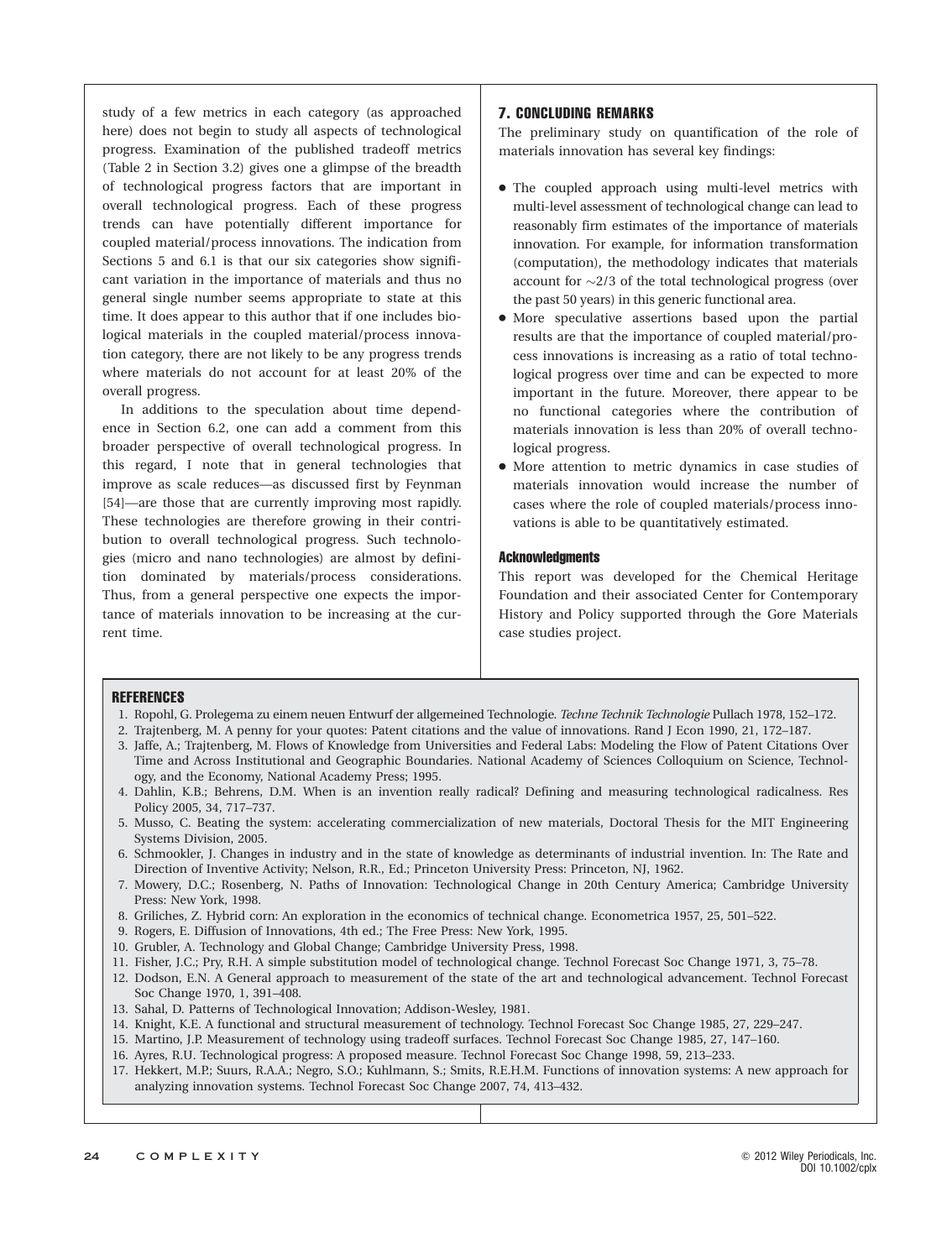study of a few metrics in each category (as approached here) does not begin to study all aspects of technological progress. Examination of the published tradeoff metrics (Table 2 in Section 3.2) gives one a glimpse of the breadth of technological progress factors that are important in overall technological progress. Each of these progress trends can have potentially different importance for coupled material/process innovations. The indication from Sections 5 and 6.1 is that our six categories show significant variation in the importance of materials and thus no general single number seems appropriate to state at this time. It does appear to this author that if one includes biological materials in the coupled material/process innovation category, there are not likely to be any progress trends where materials do not account for at least 20% of the overall progress.

In additions to the speculation about time dependence in Section 6.2, one can add a comment from this broader perspective of overall technological progress. In this regard, I note that in general technologies that improve as scale reduces—as discussed first by Feynman [54]—are those that are currently improving most rapidly. These technologies are therefore growing in their contribution to overall technological progress. Such technologies (micro and nano technologies) are almost by definition dominated by materials/process considerations. Thus, from a general perspective one expects the importance of materials innovation to be increasing at the current time.

## 7. CONCLUDING REMARKS

The preliminary study on quantification of the role of materials innovation has several key findings:

- The coupled approach using multi-level metrics with multi-level assessment of technological change can lead to reasonably firm estimates of the importance of materials innovation. For example, for information transformation (computation), the methodology indicates that materials account for ~2/3 of the total technological progress (over the past 50 years) in this generic functional area.
- More speculative assertions based upon the partial results are that the importance of coupled material/process innovations is increasing as a ratio of total technological progress over time and can be expected to more important in the future. Moreover, there appear to be no functional categories where the contribution of materials innovation is less than 20% of overall technological progress.
- More attention to metric dynamics in case studies of materials innovation would increase the number of cases where the role of coupled materials/process innovations is able to be quantitatively estimated.

### Acknowledgments

This report was developed for the Chemical Heritage Foundation and their associated Center for Contemporary History and Policy supported through the Gore Materials case studies project.

## REFERENCES

1. Ropohl, G. Prolegema zu einem neuen Entwurf der allgemeined Technologie. *Techne Technik Technologie* Pullach 1978, 152–172.
2. Trajtenberg, M. A penny for your quotes: Patent citations and the value of innovations. Rand J Econ 1990, 21, 172–187.
3. Jaffe, A.; Trajtenberg, M. Flows of Knowledge from Universities and Federal Labs: Modeling the Flow of Patent Citations Over Time and Across Institutional and Geographic Boundaries. National Academy of Sciences Colloquium on Science, Technology, and the Economy, National Academy Press; 1995.
4. Dahlin, K.B.; Behrens, D.M. When is an invention really radical? Defining and measuring technological radicalness. Res Policy 2005, 34, 717–737.
5. Musso, C. Beating the system: accelerating commercialization of new materials, Doctoral Thesis for the MIT Engineering Systems Division, 2005.
6. Schmookler, J. Changes in industry and in the state of knowledge as determinants of industrial invention. In: The Rate and Direction of Inventive Activity; Nelson, R.R., Ed.; Princeton University Press: Princeton, NJ, 1962.
7. Mowery, D.C.; Rosenberg, N. Paths of Innovation: Technological Change in 20th Century America; Cambridge University Press: New York, 1998.
8. Griliches, Z. Hybrid corn: An exploration in the economics of technical change. Econometrica 1957, 25, 501–522.
9. Rogers, E. Diffusion of Innovations, 4th ed.; The Free Press: New York, 1995.
10. Grubler, A. Technology and Global Change; Cambridge University Press, 1998.
11. Fisher, J.C.; Pry, R.H. A simple substitution model of technological change. Technol Forecast Soc Change 1971, 3, 75–78.
12. Dodson, E.N. A General approach to measurement of the state of the art and technological advancement. Technol Forecast Soc Change 1970, 1, 391–408.
13. Sahal, D. Patterns of Technological Innovation; Addison-Wesley, 1981.
14. Knight, K.E. A functional and structural measurement of technology. Technol Forecast Soc Change 1985, 27, 229–247.
15. Martino, J.P. Measurement of technology using tradeoff surfaces. Technol Forecast Soc Change 1985, 27, 147–160.
16. Ayres, R.U. Technological progress: A proposed measure. Technol Forecast Soc Change 1998, 59, 213–233.
17. Hekkert, M.P.; Suurs, R.A.A.; Negro, S.O.; Kuhlmann, S.; Smits, R.E.H.M. Functions of innovation systems: A new approach for analyzing innovation systems. Technol Forecast Soc Change 2007, 74, 413–432.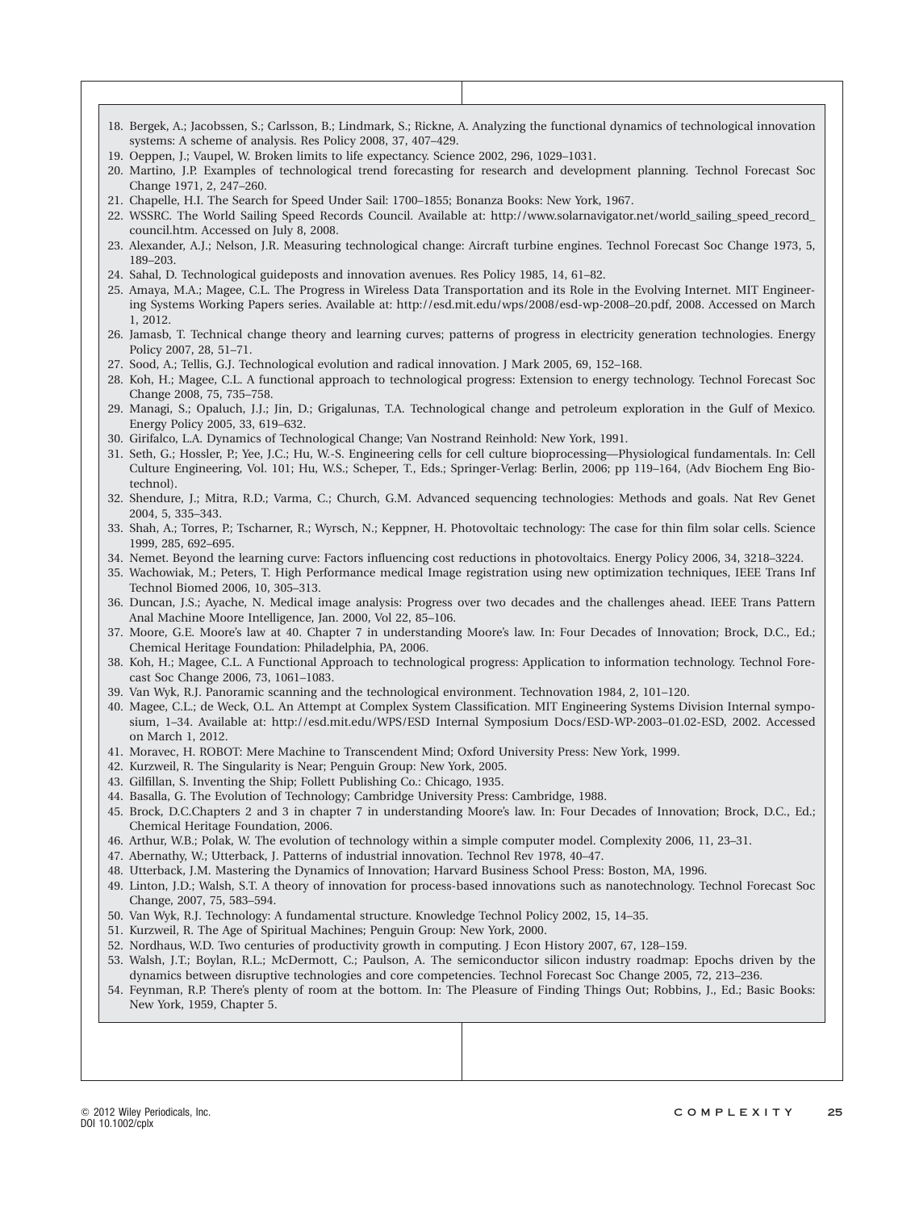18. Bergek, A.; Jacobssen, S.; Carlsson, B.; Lindmark, S.; Rickne, A. Analyzing the functional dynamics of technological innovation systems: A scheme of analysis. Res Policy 2008, 37, 407–429.
19. Oeppen, J.; Vaupel, W. Broken limits to life expectancy. Science 2002, 296, 1029–1031.
20. Martino, J.P. Examples of technological trend forecasting for research and development planning. Technol Forecast Soc Change 1971, 2, 247–260.
21. Chapelle, H.I. The Search for Speed Under Sail: 1700–1855; Bonanza Books: New York, 1967.
22. WSSRC. The World Sailing Speed Records Council. Available at: http://www.solarnavigator.net/world_sailing_speed_record_council.htm. Accessed on July 8, 2008.
23. Alexander, A.J.; Nelson, J.R. Measuring technological change: Aircraft turbine engines. Technol Forecast Soc Change 1973, 5, 189–203.
24. Sahal, D. Technological guideposts and innovation avenues. Res Policy 1985, 14, 61–82.
25. Amaya, M.A.; Magee, C.L. The Progress in Wireless Data Transportation and its Role in the Evolving Internet. MIT Engineering Systems Working Papers series. Available at: http://esd.mit.edu/wps/2008/esd-wp-2008–20.pdf, 2008. Accessed on March 1, 2012.
26. Jamasb, T. Technical change theory and learning curves; patterns of progress in electricity generation technologies. Energy Policy 2007, 28, 51–71.
27. Sood, A.; Tellis, G.J. Technological evolution and radical innovation. J Mark 2005, 69, 152–168.
28. Koh, H.; Magee, C.L. A functional approach to technological progress: Extension to energy technology. Technol Forecast Soc Change 2008, 75, 735–758.
29. Managi, S.; Opaluch, J.J.; Jin, D.; Grigalunas, T.A. Technological change and petroleum exploration in the Gulf of Mexico. Energy Policy 2005, 33, 619–632.
30. Girifalco, L.A. Dynamics of Technological Change; Van Nostrand Reinhold: New York, 1991.
31. Seth, G.; Hossler, P.; Yee, J.C.; Hu, W.-S. Engineering cells for cell culture bioprocessing—Physiological fundamentals. In: Cell Culture Engineering, Vol. 101; Hu, W.S.; Scheper, T., Eds.; Springer-Verlag: Berlin, 2006; pp 119–164, (Adv Biochem Eng Biotechnol).
32. Shendure, J.; Mitra, R.D.; Varma, C.; Church, G.M. Advanced sequencing technologies: Methods and goals. Nat Rev Genet 2004, 5, 335–343.
33. Shah, A.; Torres, P.; Tscharner, R.; Wyrsch, N.; Keppner, H. Photovoltaic technology: The case for thin film solar cells. Science 1999, 285, 692–695.
34. Nemet. Beyond the learning curve: Factors influencing cost reductions in photovoltaics. Energy Policy 2006, 34, 3218–3224.
35. Wachowiak, M.; Peters, T. High Performance medical Image registration using new optimization techniques, IEEE Trans Inf Technol Biomed 2006, 10, 305–313.
36. Duncan, J.S.; Ayache, N. Medical image analysis: Progress over two decades and the challenges ahead. IEEE Trans Pattern Anal Machine Moore Intelligence, Jan. 2000, Vol 22, 85–106.
37. Moore, G.E. Moore's law at 40. Chapter 7 in understanding Moore's law. In: Four Decades of Innovation; Brock, D.C., Ed.; Chemical Heritage Foundation: Philadelphia, PA, 2006.
38. Koh, H.; Magee, C.L. A Functional Approach to technological progress: Application to information technology. Technol Forecast Soc Change 2006, 73, 1061–1083.
39. Van Wyk, R.J. Panoramic scanning and the technological environment. Technovation 1984, 2, 101–120.
40. Magee, C.L.; de Weck, O.L. An Attempt at Complex System Classification. MIT Engineering Systems Division Internal symposium, 1–34. Available at: http://esd.mit.edu/WPS/ESD Internal Symposium Docs/ESD-WP-2003–01.02-ESD, 2002. Accessed on March 1, 2012.
41. Moravec, H. ROBOT: Mere Machine to Transcendent Mind; Oxford University Press: New York, 1999.
42. Kurzweil, R. The Singularity is Near; Penguin Group: New York, 2005.
43. Gilfillan, S. Inventing the Ship; Follett Publishing Co.: Chicago, 1935.
44. Basalla, G. The Evolution of Technology; Cambridge University Press: Cambridge, 1988.
45. Brock, D.C.Chapters 2 and 3 in chapter 7 in understanding Moore's law. In: Four Decades of Innovation; Brock, D.C., Ed.; Chemical Heritage Foundation, 2006.
46. Arthur, W.B.; Polak, W. The evolution of technology within a simple computer model. Complexity 2006, 11, 23–31.
47. Abernathy, W.; Utterback, J. Patterns of industrial innovation. Technol Rev 1978, 40–47.
48. Utterback, J.M. Mastering the Dynamics of Innovation; Harvard Business School Press: Boston, MA, 1996.
49. Linton, J.D.; Walsh, S.T. A theory of innovation for process-based innovations such as nanotechnology. Technol Forecast Soc Change, 2007, 75, 583–594.
50. Van Wyk, R.J. Technology: A fundamental structure. Knowledge Technol Policy 2002, 15, 14–35.
51. Kurzweil, R. The Age of Spiritual Machines; Penguin Group: New York, 2000.
52. Nordhaus, W.D. Two centuries of productivity growth in computing. J Econ History 2007, 67, 128–159.
53. Walsh, J.T.; Boylan, R.L.; McDermott, C.; Paulson, A. The semiconductor silicon industry roadmap: Epochs driven by the dynamics between disruptive technologies and core competencies. Technol Forecast Soc Change 2005, 72, 213–236.
54. Feynman, R.P. There's plenty of room at the bottom. In: The Pleasure of Finding Things Out; Robbins, J., Ed.; Basic Books: New York, 1959, Chapter 5.